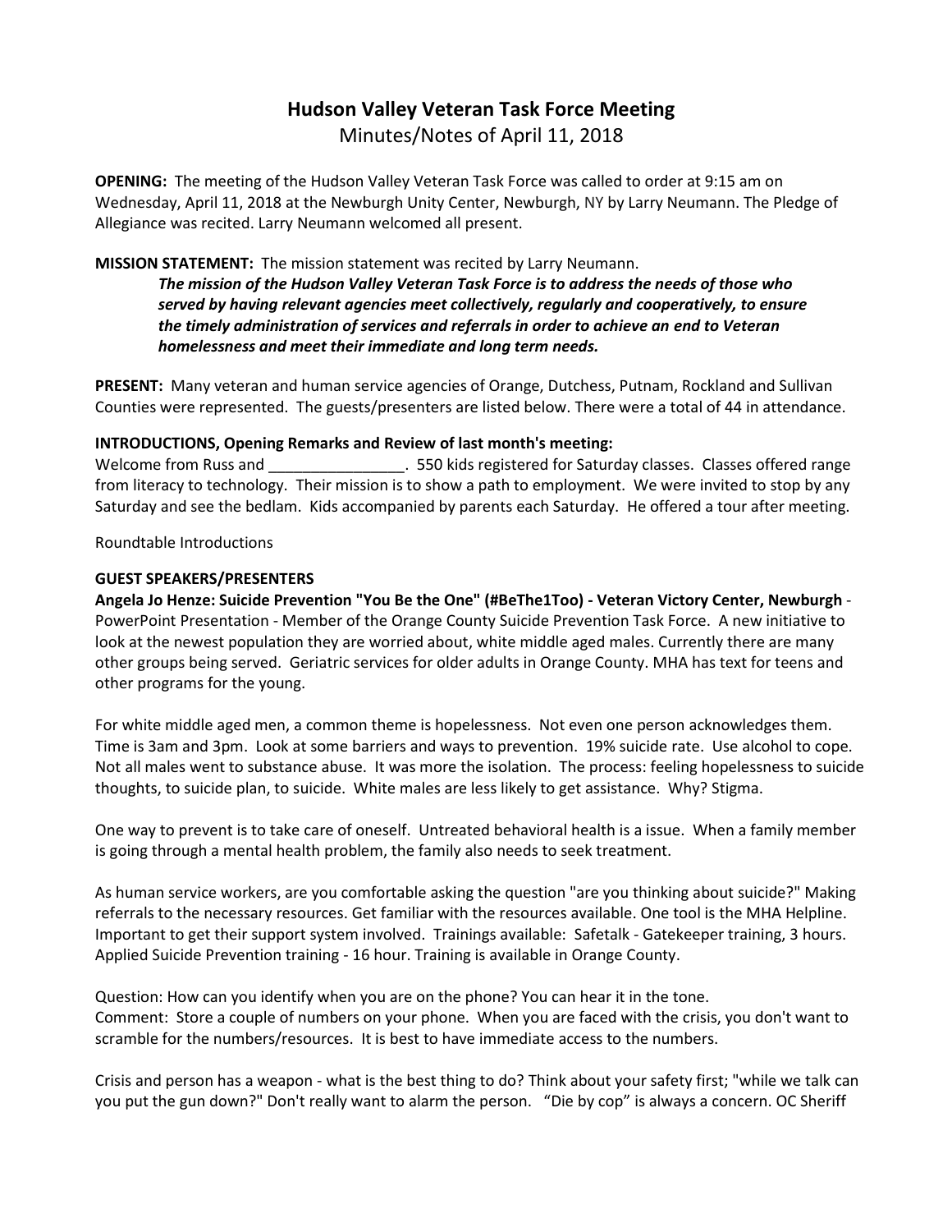# Hudson Valley Veteran Task Force Meeting

Minutes/Notes of April 11, 2018

**OPENING:** The meeting of the Hudson Valley Veteran Task Force was called to order at 9:15 am on Wednesday, April 11, 2018 at the Newburgh Unity Center, Newburgh, NY by Larry Neumann. The Pledge of Allegiance was recited. Larry Neumann welcomed all present.

**MISSION STATEMENT:** The mission statement was recited by Larry Neumann.

> ***The mission of the Hudson Valley Veteran Task Force is to address the needs of those who served by having relevant agencies meet collectively, regularly and cooperatively, to ensure the timely administration of services and referrals in order to achieve an end to Veteran homelessness and meet their immediate and long term needs.***

**PRESENT:** Many veteran and human service agencies of Orange, Dutchess, Putnam, Rockland and Sullivan Counties were represented. The guests/presenters are listed below. There were a total of 44 in attendance.

**INTRODUCTIONS, Opening Remarks and Review of last month's meeting:**

Welcome from Russ and ________________. 550 kids registered for Saturday classes. Classes offered range from literacy to technology. Their mission is to show a path to employment. We were invited to stop by any Saturday and see the bedlam. Kids accompanied by parents each Saturday. He offered a tour after meeting.

Roundtable Introductions

**GUEST SPEAKERS/PRESENTERS**

**Angela Jo Henze: Suicide Prevention "You Be the One" (#BeThe1Too) - Veteran Victory Center, Newburgh** - PowerPoint Presentation - Member of the Orange County Suicide Prevention Task Force. A new initiative to look at the newest population they are worried about, white middle aged males. Currently there are many other groups being served. Geriatric services for older adults in Orange County. MHA has text for teens and other programs for the young.

For white middle aged men, a common theme is hopelessness. Not even one person acknowledges them. Time is 3am and 3pm. Look at some barriers and ways to prevention. 19% suicide rate. Use alcohol to cope. Not all males went to substance abuse. It was more the isolation. The process: feeling hopelessness to suicide thoughts, to suicide plan, to suicide. White males are less likely to get assistance. Why? Stigma.

One way to prevent is to take care of oneself. Untreated behavioral health is a issue. When a family member is going through a mental health problem, the family also needs to seek treatment.

As human service workers, are you comfortable asking the question "are you thinking about suicide?" Making referrals to the necessary resources. Get familiar with the resources available. One tool is the MHA Helpline. Important to get their support system involved. Trainings available: Safetalk - Gatekeeper training, 3 hours. Applied Suicide Prevention training - 16 hour. Training is available in Orange County.

Question: How can you identify when you are on the phone? You can hear it in the tone.
Comment: Store a couple of numbers on your phone. When you are faced with the crisis, you don't want to scramble for the numbers/resources. It is best to have immediate access to the numbers.

Crisis and person has a weapon - what is the best thing to do? Think about your safety first; "while we talk can you put the gun down?" Don't really want to alarm the person. "Die by cop" is always a concern. OC Sheriff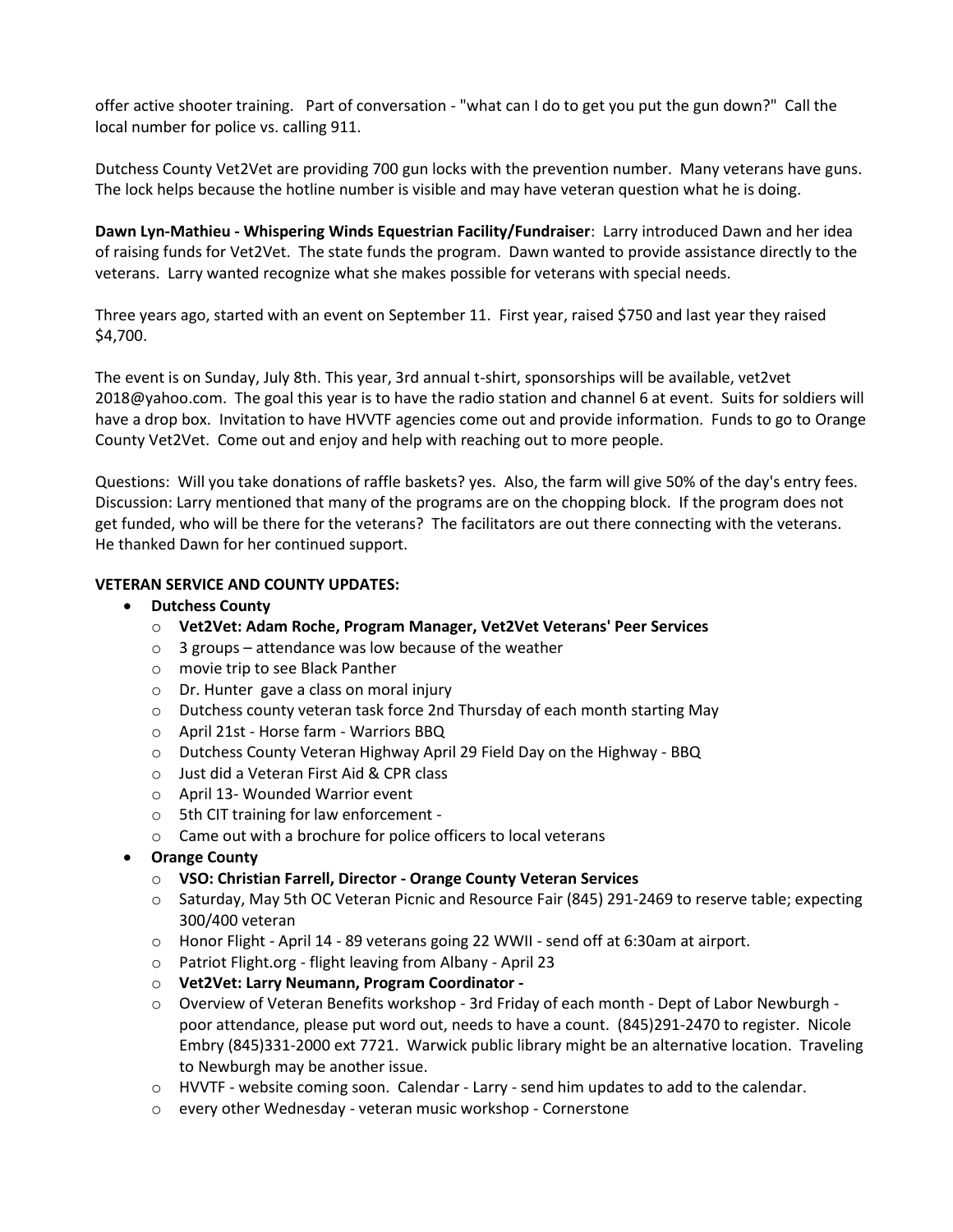offer active shooter training. Part of conversation - "what can I do to get you put the gun down?" Call the local number for police vs. calling 911.

Dutchess County Vet2Vet are providing 700 gun locks with the prevention number. Many veterans have guns. The lock helps because the hotline number is visible and may have veteran question what he is doing.

**Dawn Lyn-Mathieu - Whispering Winds Equestrian Facility/Fundraiser**: Larry introduced Dawn and her idea of raising funds for Vet2Vet. The state funds the program. Dawn wanted to provide assistance directly to the veterans. Larry wanted recognize what she makes possible for veterans with special needs.

Three years ago, started with an event on September 11. First year, raised $750 and last year they raised $4,700.

The event is on Sunday, July 8th. This year, 3rd annual t-shirt, sponsorships will be available, vet2vet 2018@yahoo.com. The goal this year is to have the radio station and channel 6 at event. Suits for soldiers will have a drop box. Invitation to have HVVTF agencies come out and provide information. Funds to go to Orange County Vet2Vet. Come out and enjoy and help with reaching out to more people.

Questions: Will you take donations of raffle baskets? yes. Also, the farm will give 50% of the day's entry fees. Discussion: Larry mentioned that many of the programs are on the chopping block. If the program does not get funded, who will be there for the veterans? The facilitators are out there connecting with the veterans. He thanked Dawn for her continued support.

**VETERAN SERVICE AND COUNTY UPDATES:**

- **Dutchess County**
  - **Vet2Vet: Adam Roche, Program Manager, Vet2Vet Veterans' Peer Services**
  - 3 groups – attendance was low because of the weather
  - movie trip to see Black Panther
  - Dr. Hunter gave a class on moral injury
  - Dutchess county veteran task force 2nd Thursday of each month starting May
  - April 21st - Horse farm - Warriors BBQ
  - Dutchess County Veteran Highway April 29 Field Day on the Highway - BBQ
  - Just did a Veteran First Aid & CPR class
  - April 13- Wounded Warrior event
  - 5th CIT training for law enforcement -
  - Came out with a brochure for police officers to local veterans
- **Orange County**
  - **VSO: Christian Farrell, Director - Orange County Veteran Services**
  - Saturday, May 5th OC Veteran Picnic and Resource Fair (845) 291-2469 to reserve table; expecting 300/400 veteran
  - Honor Flight - April 14 - 89 veterans going 22 WWII - send off at 6:30am at airport.
  - Patriot Flight.org - flight leaving from Albany - April 23
  - **Vet2Vet: Larry Neumann, Program Coordinator -**
  - Overview of Veteran Benefits workshop - 3rd Friday of each month - Dept of Labor Newburgh - poor attendance, please put word out, needs to have a count. (845)291-2470 to register. Nicole Embry (845)331-2000 ext 7721. Warwick public library might be an alternative location. Traveling to Newburgh may be another issue.
  - HVVTF - website coming soon. Calendar - Larry - send him updates to add to the calendar.
  - every other Wednesday - veteran music workshop - Cornerstone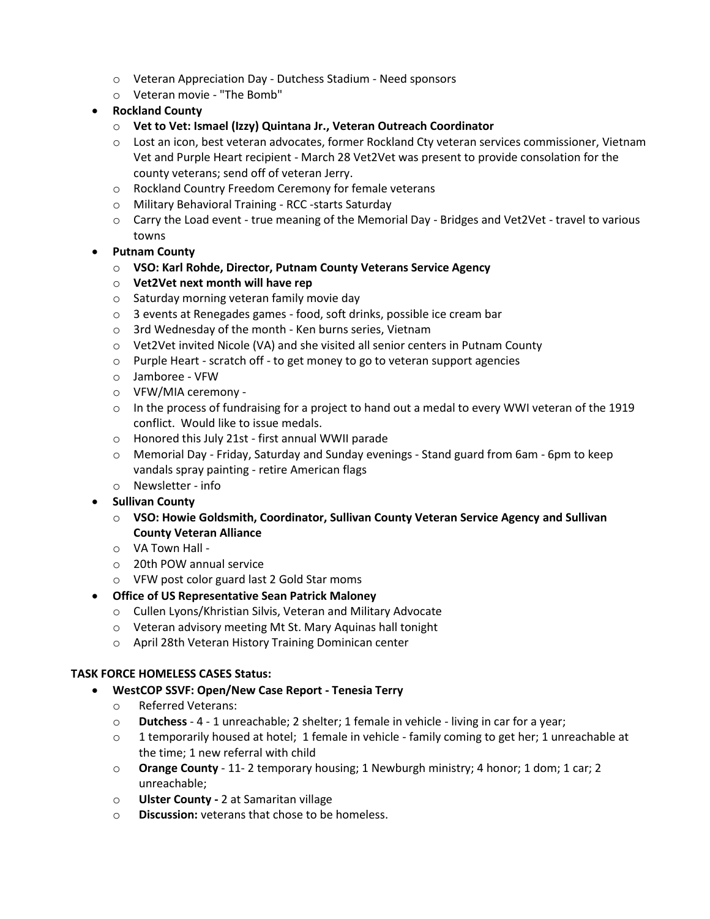- Veteran Appreciation Day - Dutchess Stadium - Need sponsors
  - Veteran movie - "The Bomb"
- **Rockland County**
  - **Vet to Vet: Ismael (Izzy) Quintana Jr., Veteran Outreach Coordinator**
  - Lost an icon, best veteran advocates, former Rockland Cty veteran services commissioner, Vietnam Vet and Purple Heart recipient - March 28 Vet2Vet was present to provide consolation for the county veterans; send off of veteran Jerry.
  - Rockland Country Freedom Ceremony for female veterans
  - Military Behavioral Training - RCC -starts Saturday
  - Carry the Load event - true meaning of the Memorial Day - Bridges and Vet2Vet - travel to various towns
- **Putnam County**
  - **VSO: Karl Rohde, Director, Putnam County Veterans Service Agency**
  - **Vet2Vet next month will have rep**
  - Saturday morning veteran family movie day
  - 3 events at Renegades games - food, soft drinks, possible ice cream bar
  - 3rd Wednesday of the month - Ken burns series, Vietnam
  - Vet2Vet invited Nicole (VA) and she visited all senior centers in Putnam County
  - Purple Heart - scratch off - to get money to go to veteran support agencies
  - Jamboree - VFW
  - VFW/MIA ceremony -
  - In the process of fundraising for a project to hand out a medal to every WWI veteran of the 1919 conflict. Would like to issue medals.
  - Honored this July 21st - first annual WWII parade
  - Memorial Day - Friday, Saturday and Sunday evenings - Stand guard from 6am - 6pm to keep vandals spray painting - retire American flags
  - Newsletter - info
- **Sullivan County**
  - **VSO: Howie Goldsmith, Coordinator, Sullivan County Veteran Service Agency and Sullivan County Veteran Alliance**
  - VA Town Hall -
  - 20th POW annual service
  - VFW post color guard last 2 Gold Star moms
- **Office of US Representative Sean Patrick Maloney**
  - Cullen Lyons/Khristian Silvis, Veteran and Military Advocate
  - Veteran advisory meeting Mt St. Mary Aquinas hall tonight
  - April 28th Veteran History Training Dominican center

**TASK FORCE HOMELESS CASES Status:**

- **WestCOP SSVF: Open/New Case Report - Tenesia Terry**
  - Referred Veterans:
  - **Dutchess** - 4 - 1 unreachable; 2 shelter; 1 female in vehicle - living in car for a year;
  - 1 temporarily housed at hotel; 1 female in vehicle - family coming to get her; 1 unreachable at the time; 1 new referral with child
  - **Orange County** - 11- 2 temporary housing; 1 Newburgh ministry; 4 honor; 1 dom; 1 car; 2 unreachable;
  - **Ulster County -** 2 at Samaritan village
  - **Discussion:** veterans that chose to be homeless.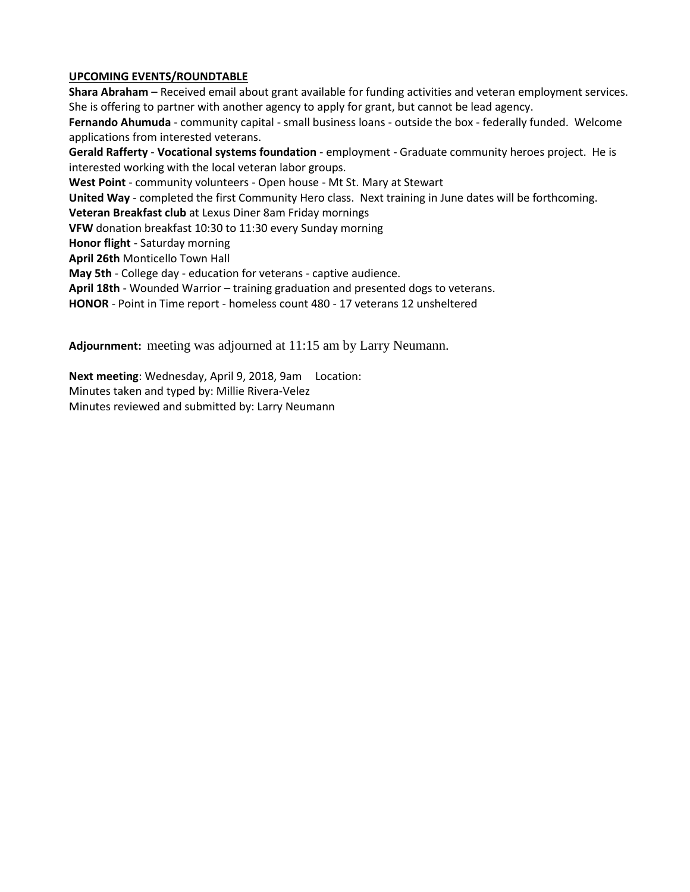**UPCOMING EVENTS/ROUNDTABLE**

**Shara Abraham** – Received email about grant available for funding activities and veteran employment services. She is offering to partner with another agency to apply for grant, but cannot be lead agency.

**Fernando Ahumuda** - community capital - small business loans - outside the box - federally funded. Welcome applications from interested veterans.

**Gerald Rafferty** - **Vocational systems foundation** - employment - Graduate community heroes project. He is interested working with the local veteran labor groups.

**West Point** - community volunteers - Open house - Mt St. Mary at Stewart

**United Way** - completed the first Community Hero class. Next training in June dates will be forthcoming.

**Veteran Breakfast club** at Lexus Diner 8am Friday mornings

**VFW** donation breakfast 10:30 to 11:30 every Sunday morning

**Honor flight** - Saturday morning

**April 26th** Monticello Town Hall

**May 5th** - College day - education for veterans - captive audience.

**April 18th** - Wounded Warrior – training graduation and presented dogs to veterans.

**HONOR** - Point in Time report - homeless count 480 - 17 veterans 12 unsheltered

**Adjournment:** meeting was adjourned at 11:15 am by Larry Neumann.

**Next meeting**: Wednesday, April 9, 2018, 9am Location:

Minutes taken and typed by: Millie Rivera-Velez

Minutes reviewed and submitted by: Larry Neumann